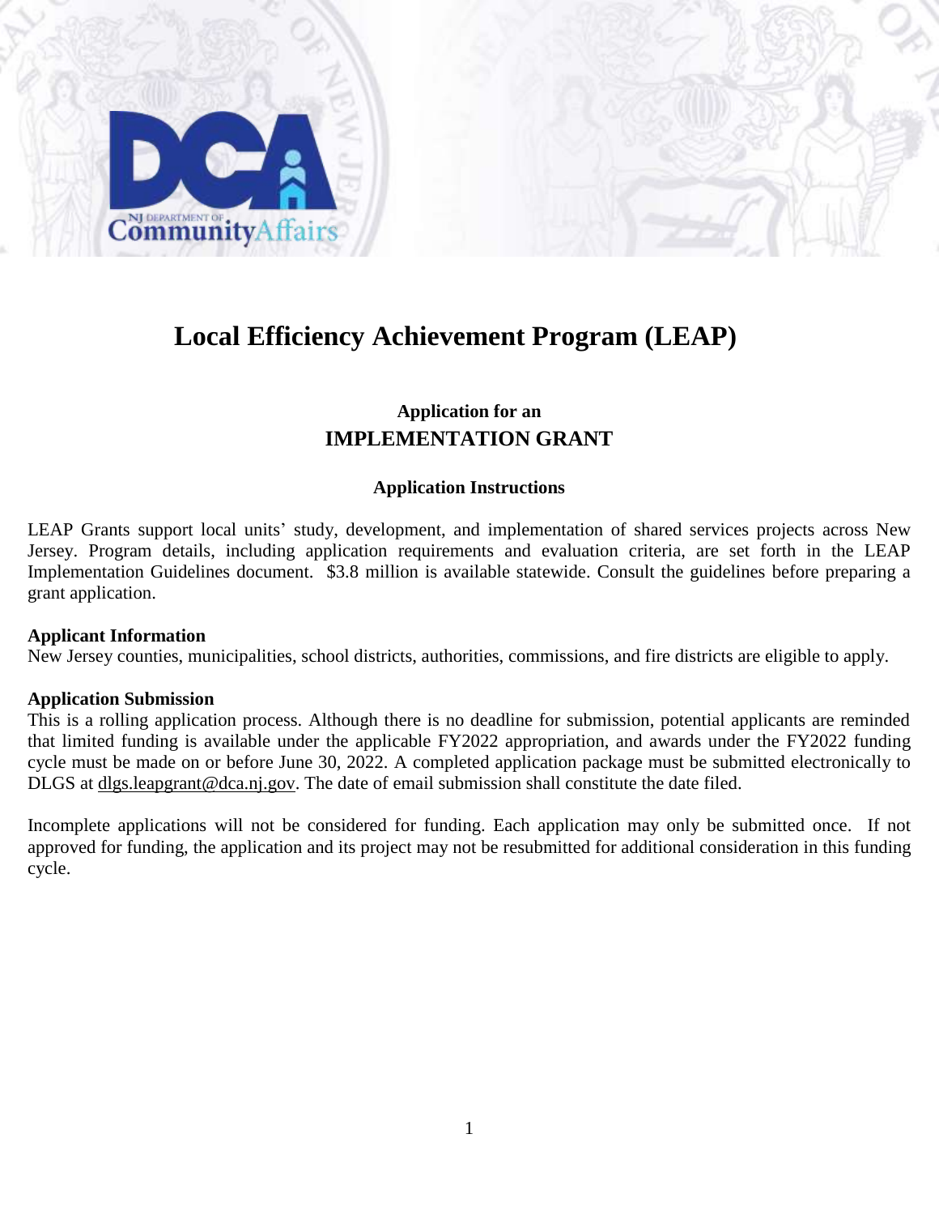# Local Efficiency Achievement Program (LEAP)

## Application for an IMPLEMENTATION GRANT

### Application Instructions

LEAP Grants support local units' study, development, and implementation of shared services projects across New Jersey. Program details, including application requirements and evaluation criteria, are set forth in the LEAP Implementation Guidelines document. $3.8 million is available statewide. Consult the guidelines before preparing a grant application.

**Applicant Information**
New Jersey counties, municipalities, school districts, authorities, commissions, and fire districts are eligible to apply.

**Application Submission**
This is a rolling application process. Although there is no deadline for submission, potential applicants are reminded that limited funding is available under the applicable FY2022 appropriation, and awards under the FY2022 funding cycle must be made on or before June 30, 2022. A completed application package must be submitted electronically to DLGS at dlgs.leapgrant@dca.nj.gov. The date of email submission shall constitute the date filed.

Incomplete applications will not be considered for funding. Each application may only be submitted once. If not approved for funding, the application and its project may not be resubmitted for additional consideration in this funding cycle.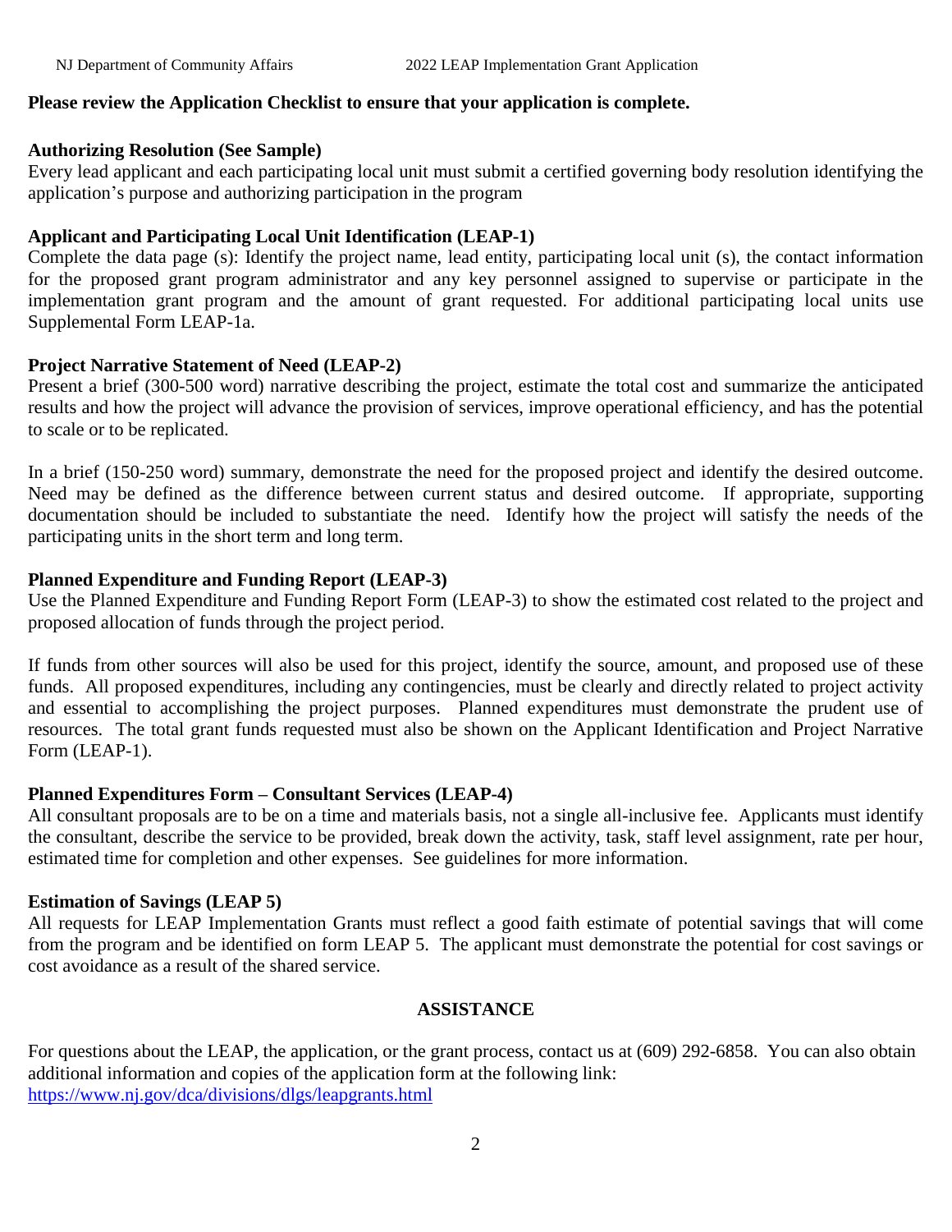**Please review the Application Checklist to ensure that your application is complete.**

**Authorizing Resolution (See Sample)**

Every lead applicant and each participating local unit must submit a certified governing body resolution identifying the application's purpose and authorizing participation in the program

**Applicant and Participating Local Unit Identification (LEAP-1)**

Complete the data page (s): Identify the project name, lead entity, participating local unit (s), the contact information for the proposed grant program administrator and any key personnel assigned to supervise or participate in the implementation grant program and the amount of grant requested. For additional participating local units use Supplemental Form LEAP-1a.

**Project Narrative Statement of Need (LEAP-2)**

Present a brief (300-500 word) narrative describing the project, estimate the total cost and summarize the anticipated results and how the project will advance the provision of services, improve operational efficiency, and has the potential to scale or to be replicated.

In a brief (150-250 word) summary, demonstrate the need for the proposed project and identify the desired outcome. Need may be defined as the difference between current status and desired outcome. If appropriate, supporting documentation should be included to substantiate the need. Identify how the project will satisfy the needs of the participating units in the short term and long term.

**Planned Expenditure and Funding Report (LEAP-3)**

Use the Planned Expenditure and Funding Report Form (LEAP-3) to show the estimated cost related to the project and proposed allocation of funds through the project period.

If funds from other sources will also be used for this project, identify the source, amount, and proposed use of these funds. All proposed expenditures, including any contingencies, must be clearly and directly related to project activity and essential to accomplishing the project purposes. Planned expenditures must demonstrate the prudent use of resources. The total grant funds requested must also be shown on the Applicant Identification and Project Narrative Form (LEAP-1).

**Planned Expenditures Form – Consultant Services (LEAP-4)**

All consultant proposals are to be on a time and materials basis, not a single all-inclusive fee. Applicants must identify the consultant, describe the service to be provided, break down the activity, task, staff level assignment, rate per hour, estimated time for completion and other expenses. See guidelines for more information.

**Estimation of Savings (LEAP 5)**

All requests for LEAP Implementation Grants must reflect a good faith estimate of potential savings that will come from the program and be identified on form LEAP 5. The applicant must demonstrate the potential for cost savings or cost avoidance as a result of the shared service.

## ASSISTANCE

For questions about the LEAP, the application, or the grant process, contact us at (609) 292-6858. You can also obtain additional information and copies of the application form at the following link:
https://www.nj.gov/dca/divisions/dlgs/leapgrants.html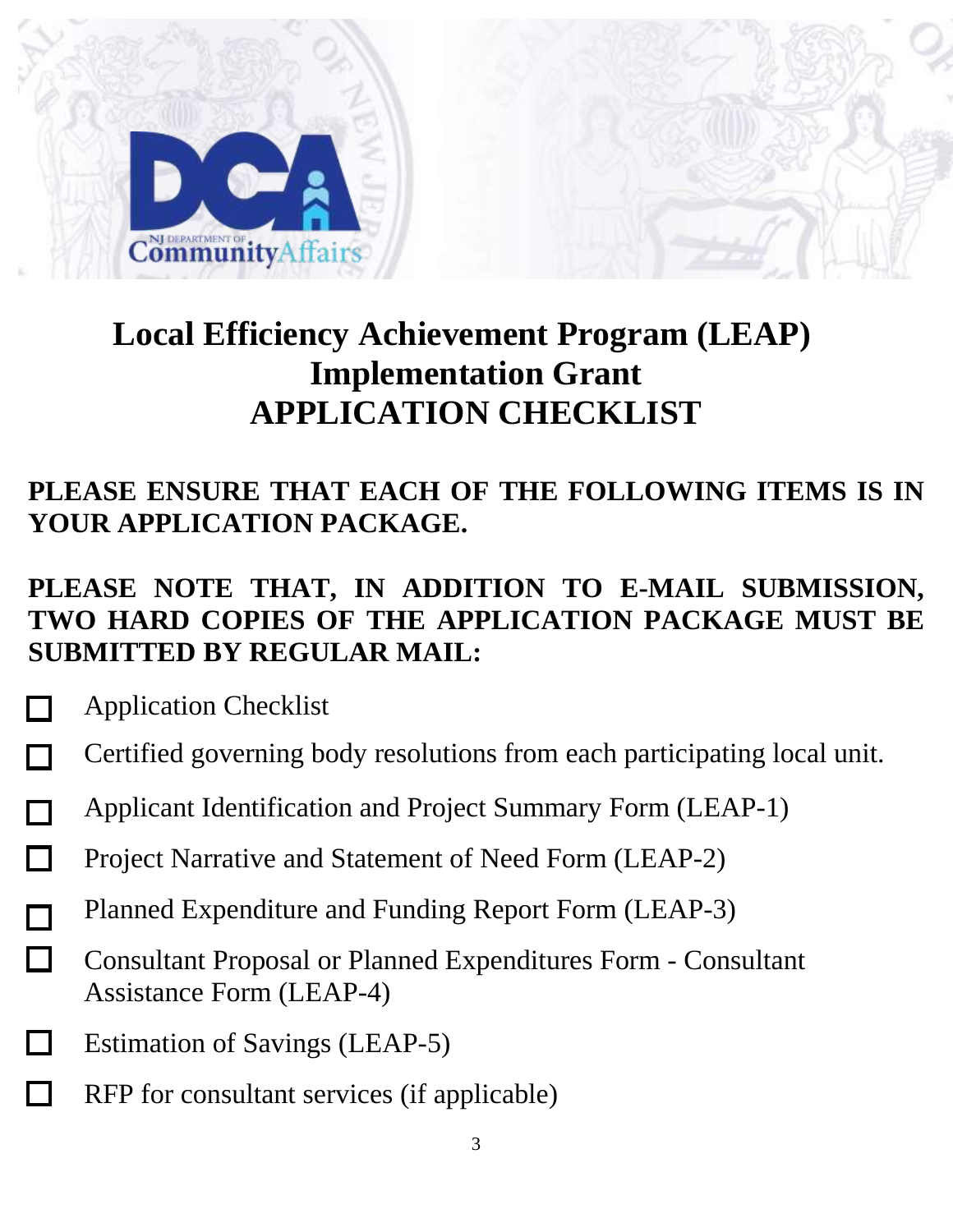# Local Efficiency Achievement Program (LEAP) Implementation Grant APPLICATION CHECKLIST

**PLEASE ENSURE THAT EACH OF THE FOLLOWING ITEMS IS IN YOUR APPLICATION PACKAGE.**

**PLEASE NOTE THAT, IN ADDITION TO E-MAIL SUBMISSION, TWO HARD COPIES OF THE APPLICATION PACKAGE MUST BE SUBMITTED BY REGULAR MAIL:**

- ☐ Application Checklist
- ☐ Certified governing body resolutions from each participating local unit.
- ☐ Applicant Identification and Project Summary Form (LEAP-1)
- ☐ Project Narrative and Statement of Need Form (LEAP-2)
- ☐ Planned Expenditure and Funding Report Form (LEAP-3)
- ☐ Consultant Proposal or Planned Expenditures Form - Consultant Assistance Form (LEAP-4)
- ☐ Estimation of Savings (LEAP-5)
- ☐ RFP for consultant services (if applicable)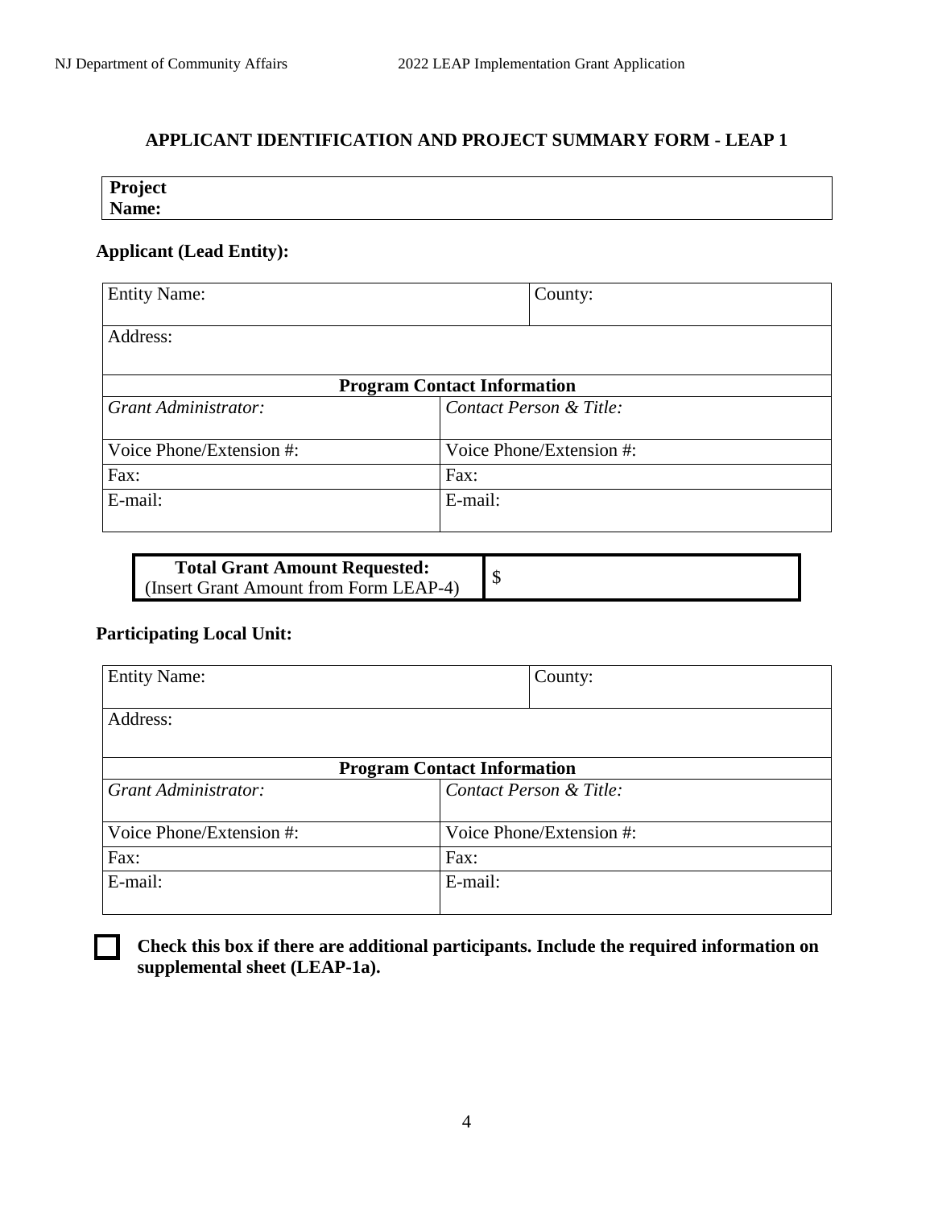## APPLICANT IDENTIFICATION AND PROJECT SUMMARY FORM - LEAP 1

| **Project Name:** |
|---|

**Applicant (Lead Entity):**

| Entity Name: | County: |
|---|---|
| Address: | |
| **Program Contact Information** | |
| *Grant Administrator:* | *Contact Person & Title:* |
| Voice Phone/Extension #: | Voice Phone/Extension #: |
| Fax: | Fax: |
| E-mail: | E-mail: |

| **Total Grant Amount Requested:** (Insert Grant Amount from Form LEAP-4) | $ |
|---|---|

**Participating Local Unit:**

| Entity Name: | County: |
|---|---|
| Address: | |
| **Program Contact Information** | |
| *Grant Administrator:* | *Contact Person & Title:* |
| Voice Phone/Extension #: | Voice Phone/Extension #: |
| Fax: | Fax: |
| E-mail: | E-mail: |

☐ **Check this box if there are additional participants. Include the required information on supplemental sheet (LEAP-1a).**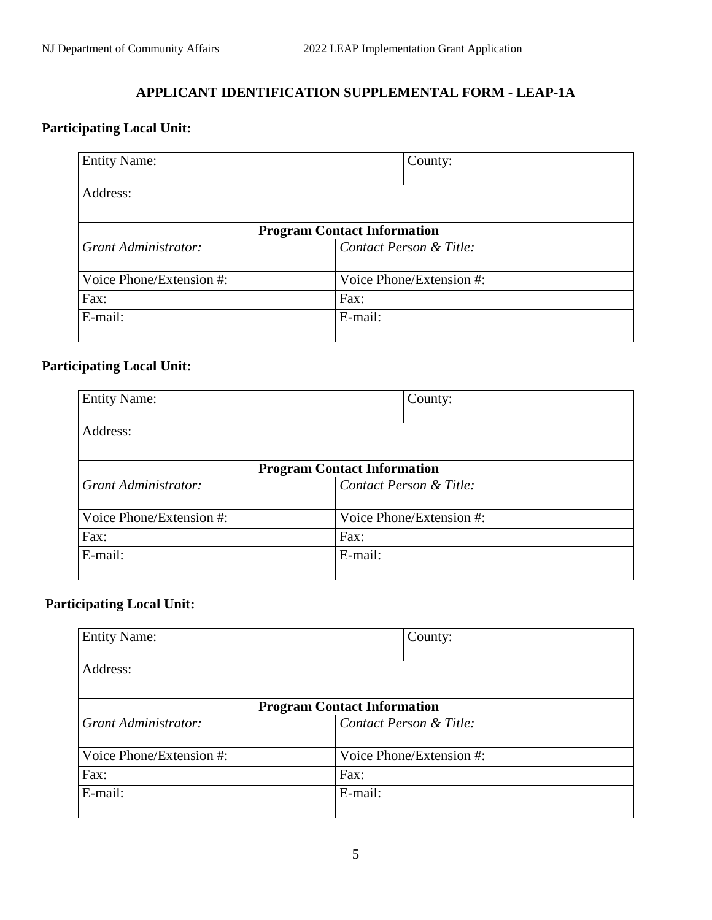## APPLICANT IDENTIFICATION SUPPLEMENTAL FORM - LEAP-1A

**Participating Local Unit:**

| Entity Name: | County: |
|---|---|
| Address: | |
| **Program Contact Information** | |
| *Grant Administrator:* | *Contact Person & Title:* |
| Voice Phone/Extension #: | Voice Phone/Extension #: |
| Fax: | Fax: |
| E-mail: | E-mail: |

**Participating Local Unit:**

| Entity Name: | County: |
|---|---|
| Address: | |
| **Program Contact Information** | |
| *Grant Administrator:* | *Contact Person & Title:* |
| Voice Phone/Extension #: | Voice Phone/Extension #: |
| Fax: | Fax: |
| E-mail: | E-mail: |

**Participating Local Unit:**

| Entity Name: | County: |
|---|---|
| Address: | |
| **Program Contact Information** | |
| *Grant Administrator:* | *Contact Person & Title:* |
| Voice Phone/Extension #: | Voice Phone/Extension #: |
| Fax: | Fax: |
| E-mail: | E-mail: |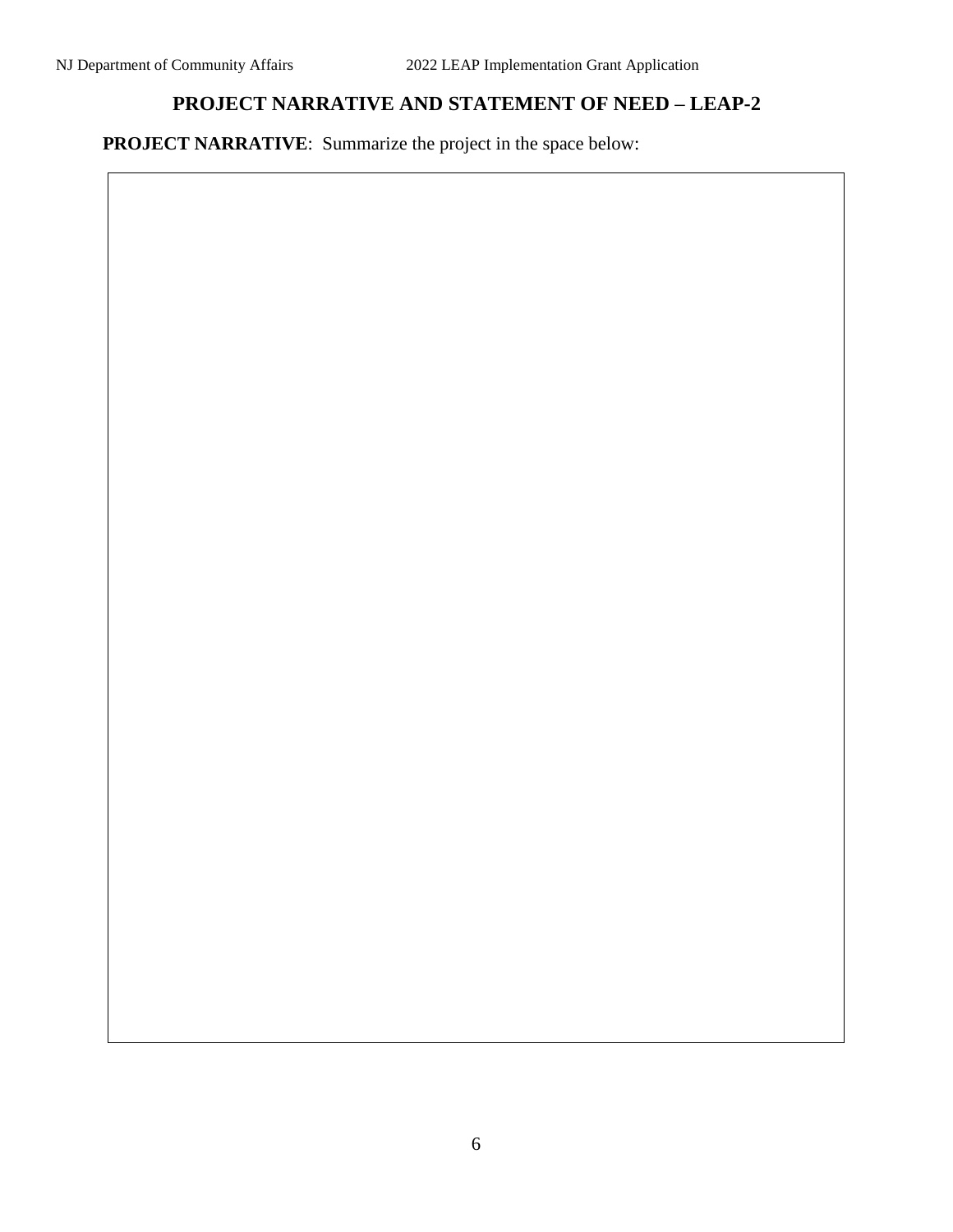## PROJECT NARRATIVE AND STATEMENT OF NEED – LEAP-2

**PROJECT NARRATIVE**: Summarize the project in the space below: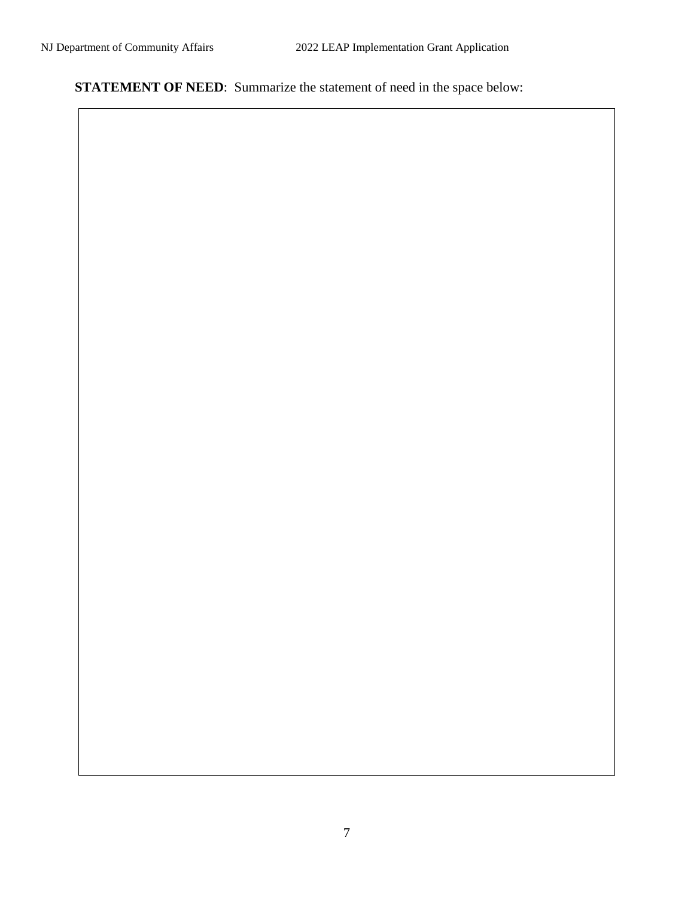**STATEMENT OF NEED**: Summarize the statement of need in the space below: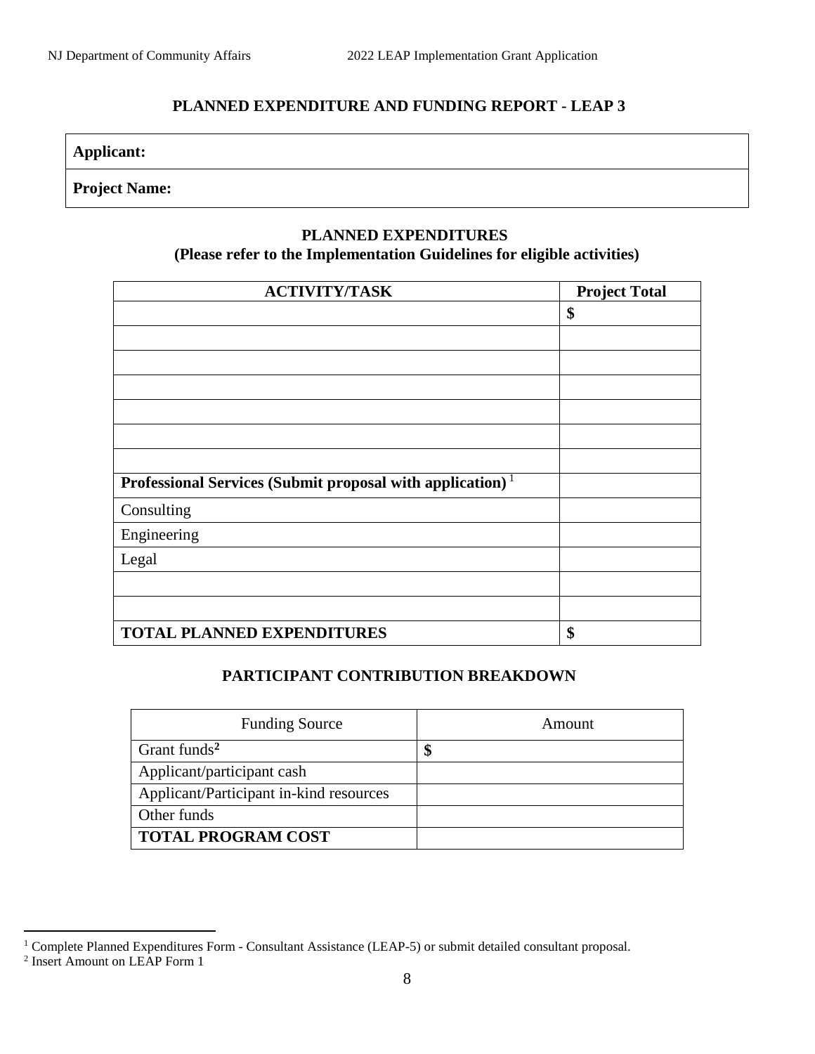## PLANNED EXPENDITURE AND FUNDING REPORT - LEAP 3

| **Applicant:** |
|---|
| **Project Name:** |

### PLANNED EXPENDITURES
### (Please refer to the Implementation Guidelines for eligible activities)

| ACTIVITY/TASK | Project Total |
|---|---|
| | $ |
| | |
| | |
| | |
| | |
| | |
| | |
| **Professional Services (Submit proposal with application)** [1] | |
| Consulting | |
| Engineering | |
| Legal | |
| | |
| | |
| **TOTAL PLANNED EXPENDITURES** | $ |

### PARTICIPANT CONTRIBUTION BREAKDOWN

| Funding Source | Amount |
|---|---|
| Grant funds[2] | $ |
| Applicant/participant cash | |
| Applicant/Participant in-kind resources | |
| Other funds | |
| **TOTAL PROGRAM COST** | |

[1] Complete Planned Expenditures Form - Consultant Assistance (LEAP-5) or submit detailed consultant proposal.
[2] Insert Amount on LEAP Form 1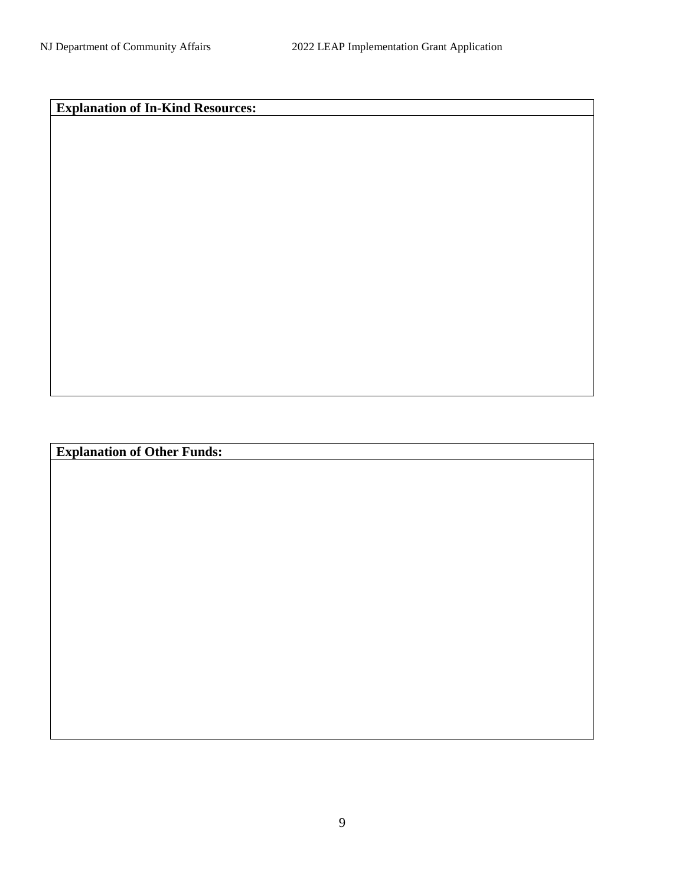| **Explanation of In-Kind Resources:** |
| --- |
| |

| **Explanation of Other Funds:** |
| --- |
| |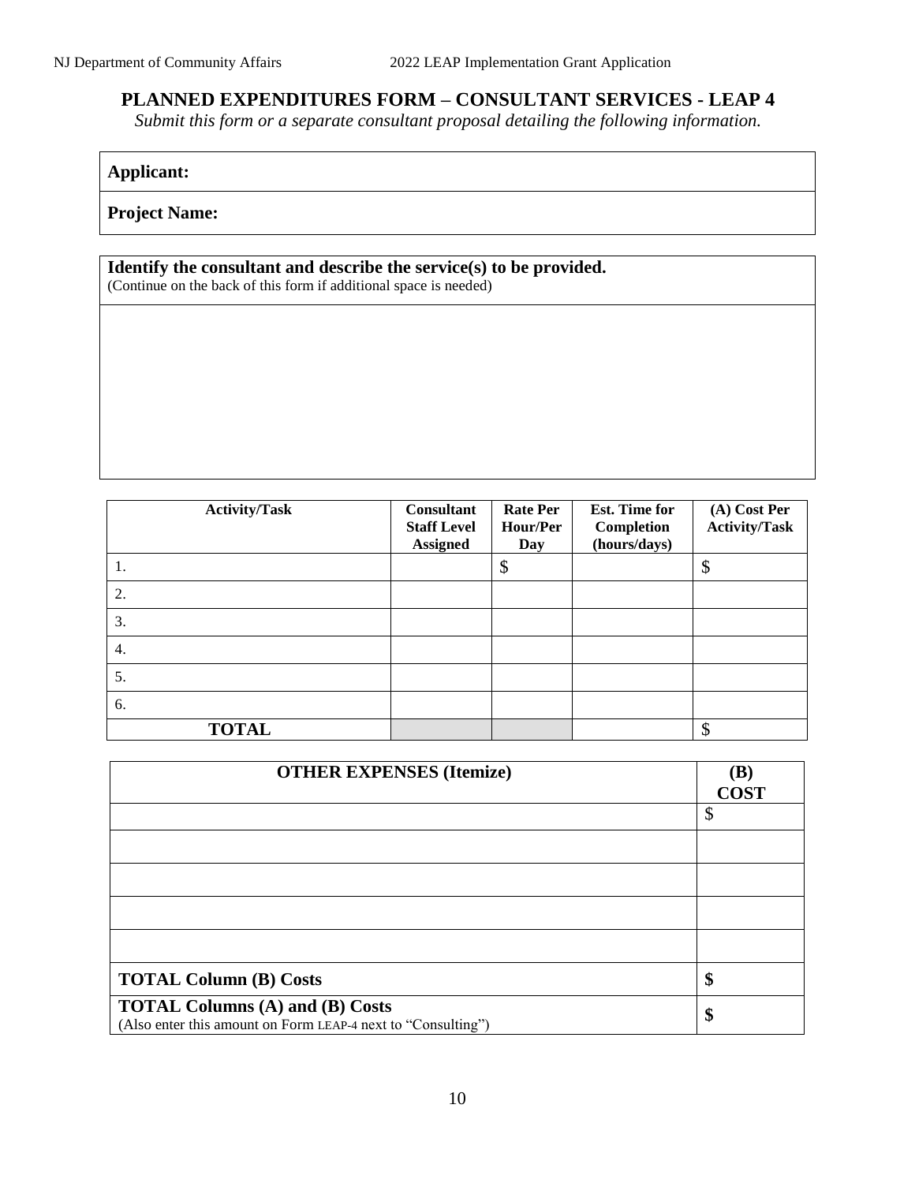## PLANNED EXPENDITURES FORM – CONSULTANT SERVICES - LEAP 4

*Submit this form or a separate consultant proposal detailing the following information.*

| **Applicant:** |
|---|
| **Project Name:** |

| **Identify the consultant and describe the service(s) to be provided.** (Continue on the back of this form if additional space is needed) |
|---|
| |

| Activity/Task | Consultant Staff Level Assigned | Rate Per Hour/Per Day | Est. Time for Completion (hours/days) | (A) Cost Per Activity/Task |
|---|---|---|---|---|
| 1. | | $ | | $ |
| 2. | | | | |
| 3. | | | | |
| 4. | | | | |
| 5. | | | | |
| 6. | | | | |
| **TOTAL** | | | | $ |

| OTHER EXPENSES (Itemize) | (B) COST |
|---|---|
| | $ |
| | |
| | |
| | |
| | |
| **TOTAL Column (B) Costs** | **$** |
| **TOTAL Columns (A) and (B) Costs** (Also enter this amount on Form LEAP-4 next to "Consulting") | **$** |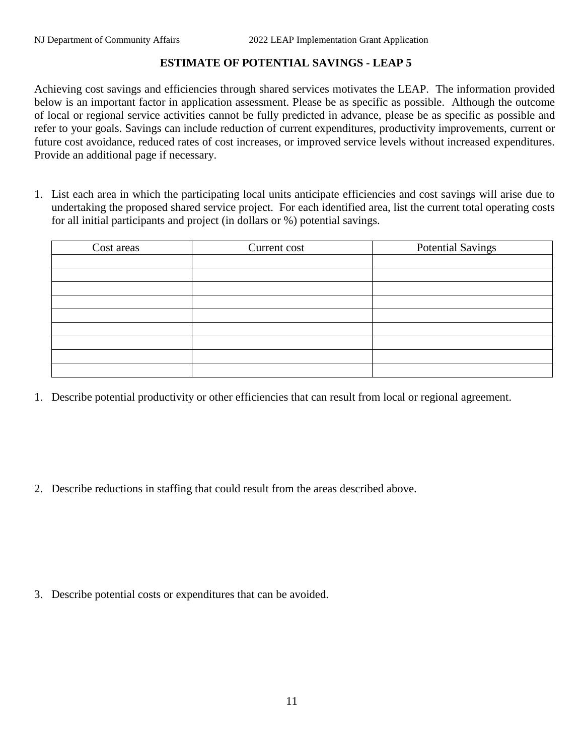## ESTIMATE OF POTENTIAL SAVINGS - LEAP 5

Achieving cost savings and efficiencies through shared services motivates the LEAP. The information provided below is an important factor in application assessment. Please be as specific as possible. Although the outcome of local or regional service activities cannot be fully predicted in advance, please be as specific as possible and refer to your goals. Savings can include reduction of current expenditures, productivity improvements, current or future cost avoidance, reduced rates of cost increases, or improved service levels without increased expenditures. Provide an additional page if necessary.

1. List each area in which the participating local units anticipate efficiencies and cost savings will arise due to undertaking the proposed shared service project. For each identified area, list the current total operating costs for all initial participants and project (in dollars or %) potential savings.

| Cost areas | Current cost | Potential Savings |
|---|---|---|
| | | |
| | | |
| | | |
| | | |
| | | |
| | | |
| | | |
| | | |
| | | |

1. Describe potential productivity or other efficiencies that can result from local or regional agreement.

2. Describe reductions in staffing that could result from the areas described above.

3. Describe potential costs or expenditures that can be avoided.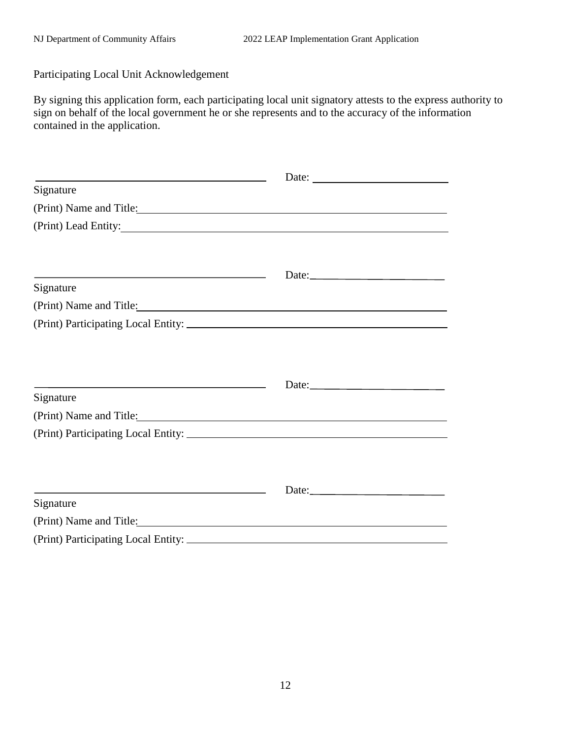Participating Local Unit Acknowledgement

By signing this application form, each participating local unit signatory attests to the express authority to sign on behalf of the local government he or she represents and to the accuracy of the information contained in the application.

\_\_\_\_\_\_\_\_\_\_\_\_\_\_\_\_\_\_\_\_\_\_\_\_\_\_\_\_\_\_\_\_\_\_\_\_\_\_\_\_ Date: \_\_\_\_\_\_\_\_\_\_\_\_\_\_\_\_\_\_\_\_\_\_\_\_
Signature

(Print) Name and Title: \_\_\_\_\_\_\_\_\_\_\_\_\_\_\_\_\_\_\_\_\_\_\_\_\_\_\_\_\_\_\_\_\_\_\_\_\_\_\_\_\_\_\_\_\_\_\_\_\_\_\_\_

(Print) Lead Entity: \_\_\_\_\_\_\_\_\_\_\_\_\_\_\_\_\_\_\_\_\_\_\_\_\_\_\_\_\_\_\_\_\_\_\_\_\_\_\_\_\_\_\_\_\_\_\_\_\_\_\_\_\_\_\_

\_\_\_\_\_\_\_\_\_\_\_\_\_\_\_\_\_\_\_\_\_\_\_\_\_\_\_\_\_\_\_\_\_\_\_\_\_\_\_\_ Date: \_\_\_\_\_\_\_\_\_\_\_\_\_\_\_\_\_\_\_\_\_\_\_\_
Signature

(Print) Name and Title: \_\_\_\_\_\_\_\_\_\_\_\_\_\_\_\_\_\_\_\_\_\_\_\_\_\_\_\_\_\_\_\_\_\_\_\_\_\_\_\_\_\_\_\_\_\_\_\_\_\_\_\_

(Print) Participating Local Entity: \_\_\_\_\_\_\_\_\_\_\_\_\_\_\_\_\_\_\_\_\_\_\_\_\_\_\_\_\_\_\_\_\_\_\_\_\_\_\_\_\_\_\_

\_\_\_\_\_\_\_\_\_\_\_\_\_\_\_\_\_\_\_\_\_\_\_\_\_\_\_\_\_\_\_\_\_\_\_\_\_\_\_\_ Date: \_\_\_\_\_\_\_\_\_\_\_\_\_\_\_\_\_\_\_\_\_\_\_\_
Signature

(Print) Name and Title: \_\_\_\_\_\_\_\_\_\_\_\_\_\_\_\_\_\_\_\_\_\_\_\_\_\_\_\_\_\_\_\_\_\_\_\_\_\_\_\_\_\_\_\_\_\_\_\_\_\_\_\_

(Print) Participating Local Entity: \_\_\_\_\_\_\_\_\_\_\_\_\_\_\_\_\_\_\_\_\_\_\_\_\_\_\_\_\_\_\_\_\_\_\_\_\_\_\_\_\_\_\_

\_\_\_\_\_\_\_\_\_\_\_\_\_\_\_\_\_\_\_\_\_\_\_\_\_\_\_\_\_\_\_\_\_\_\_\_\_\_\_\_ Date: \_\_\_\_\_\_\_\_\_\_\_\_\_\_\_\_\_\_\_\_\_\_\_\_
Signature

(Print) Name and Title: \_\_\_\_\_\_\_\_\_\_\_\_\_\_\_\_\_\_\_\_\_\_\_\_\_\_\_\_\_\_\_\_\_\_\_\_\_\_\_\_\_\_\_\_\_\_\_\_\_\_\_\_

(Print) Participating Local Entity: \_\_\_\_\_\_\_\_\_\_\_\_\_\_\_\_\_\_\_\_\_\_\_\_\_\_\_\_\_\_\_\_\_\_\_\_\_\_\_\_\_\_\_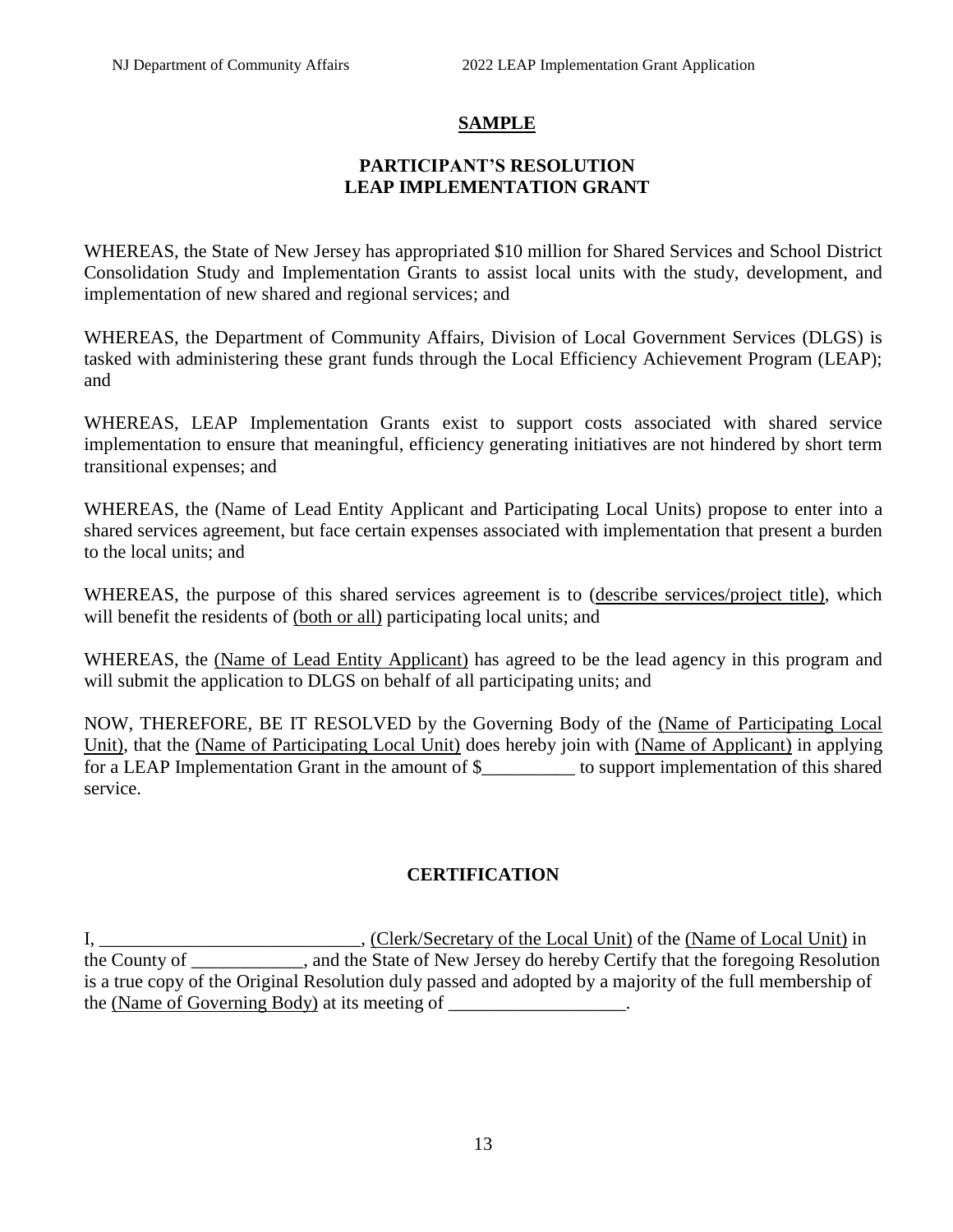**SAMPLE**

**PARTICIPANT'S RESOLUTION**
**LEAP IMPLEMENTATION GRANT**

WHEREAS, the State of New Jersey has appropriated $10 million for Shared Services and School District Consolidation Study and Implementation Grants to assist local units with the study, development, and implementation of new shared and regional services; and

WHEREAS, the Department of Community Affairs, Division of Local Government Services (DLGS) is tasked with administering these grant funds through the Local Efficiency Achievement Program (LEAP); and

WHEREAS, LEAP Implementation Grants exist to support costs associated with shared service implementation to ensure that meaningful, efficiency generating initiatives are not hindered by short term transitional expenses; and

WHEREAS, the (Name of Lead Entity Applicant and Participating Local Units) propose to enter into a shared services agreement, but face certain expenses associated with implementation that present a burden to the local units; and

WHEREAS, the purpose of this shared services agreement is to (describe services/project title), which will benefit the residents of (both or all) participating local units; and

WHEREAS, the (Name of Lead Entity Applicant) has agreed to be the lead agency in this program and will submit the application to DLGS on behalf of all participating units; and

NOW, THEREFORE, BE IT RESOLVED by the Governing Body of the (Name of Participating Local Unit), that the (Name of Participating Local Unit) does hereby join with (Name of Applicant) in applying for a LEAP Implementation Grant in the amount of $__________ to support implementation of this shared service.

**CERTIFICATION**

I, ____________________________, (Clerk/Secretary of the Local Unit) of the (Name of Local Unit) in the County of ____________, and the State of New Jersey do hereby Certify that the foregoing Resolution is a true copy of the Original Resolution duly passed and adopted by a majority of the full membership of the (Name of Governing Body) at its meeting of ___________________.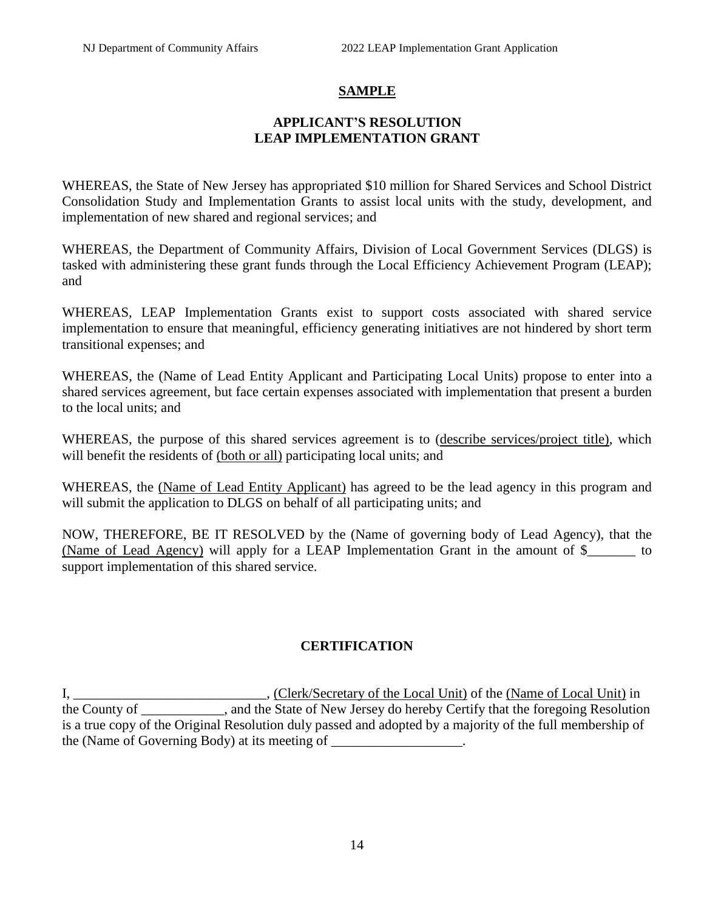**SAMPLE**

**APPLICANT'S RESOLUTION**
**LEAP IMPLEMENTATION GRANT**

WHEREAS, the State of New Jersey has appropriated $10 million for Shared Services and School District Consolidation Study and Implementation Grants to assist local units with the study, development, and implementation of new shared and regional services; and

WHEREAS, the Department of Community Affairs, Division of Local Government Services (DLGS) is tasked with administering these grant funds through the Local Efficiency Achievement Program (LEAP); and

WHEREAS, LEAP Implementation Grants exist to support costs associated with shared service implementation to ensure that meaningful, efficiency generating initiatives are not hindered by short term transitional expenses; and

WHEREAS, the (Name of Lead Entity Applicant and Participating Local Units) propose to enter into a shared services agreement, but face certain expenses associated with implementation that present a burden to the local units; and

WHEREAS, the purpose of this shared services agreement is to (describe services/project title), which will benefit the residents of (both or all) participating local units; and

WHEREAS, the (Name of Lead Entity Applicant) has agreed to be the lead agency in this program and will submit the application to DLGS on behalf of all participating units; and

NOW, THEREFORE, BE IT RESOLVED by the (Name of governing body of Lead Agency), that the (Name of Lead Agency) will apply for a LEAP Implementation Grant in the amount of $_______ to support implementation of this shared service.

**CERTIFICATION**

I, ____________________________, (Clerk/Secretary of the Local Unit) of the (Name of Local Unit) in the County of ____________, and the State of New Jersey do hereby Certify that the foregoing Resolution is a true copy of the Original Resolution duly passed and adopted by a majority of the full membership of the (Name of Governing Body) at its meeting of ___________________.